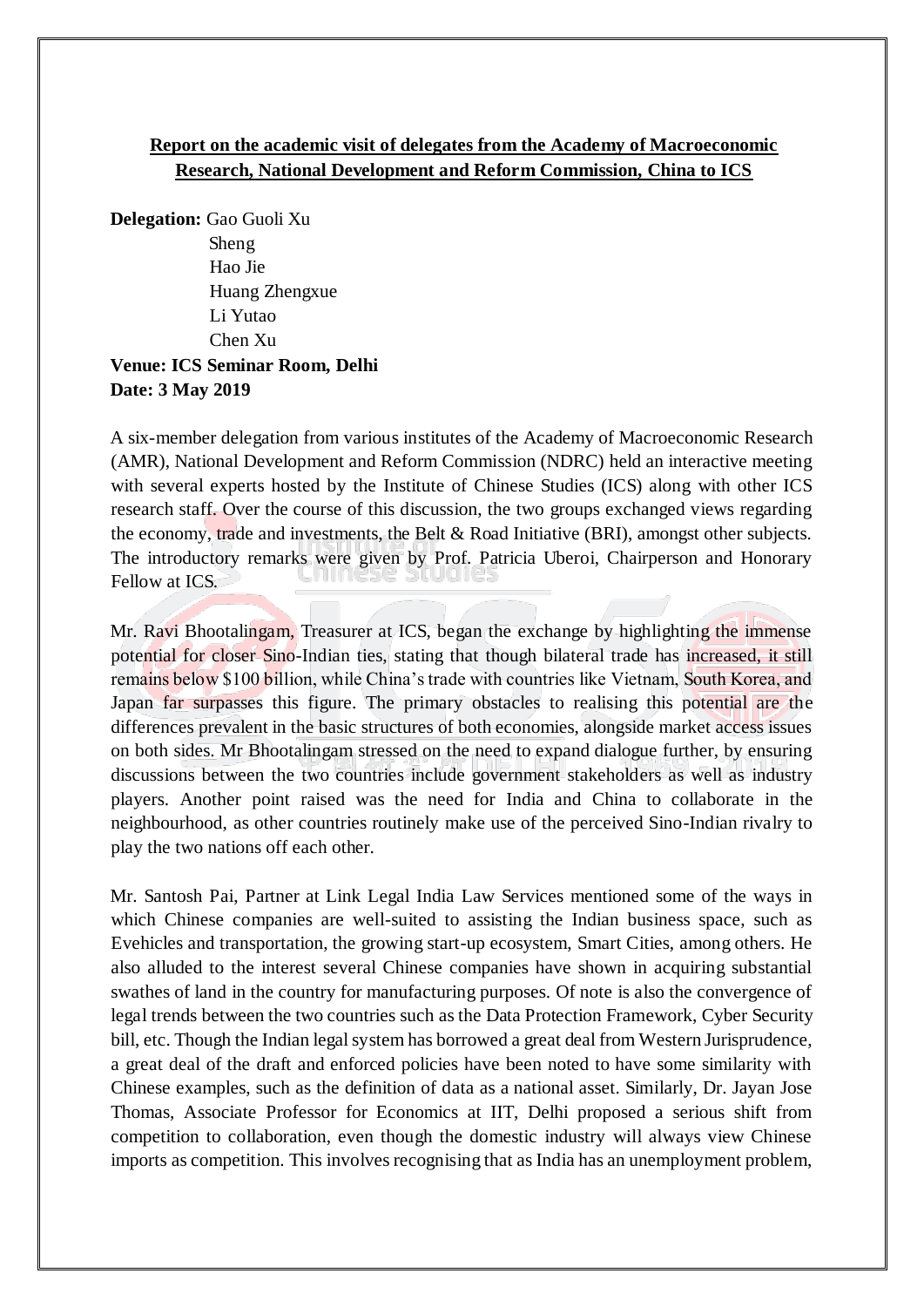**Report on the academic visit of delegates from the Academy of Macroeconomic Research, National Development and Reform Commission, China to ICS**

**Delegation:** Gao Guoli Xu
Sheng
Hao Jie
Huang Zhengxue
Li Yutao
Chen Xu

**Venue: ICS Seminar Room, Delhi**
**Date: 3 May 2019**

A six-member delegation from various institutes of the Academy of Macroeconomic Research (AMR), National Development and Reform Commission (NDRC) held an interactive meeting with several experts hosted by the Institute of Chinese Studies (ICS) along with other ICS research staff. Over the course of this discussion, the two groups exchanged views regarding the economy, trade and investments, the Belt & Road Initiative (BRI), amongst other subjects. The introductory remarks were given by Prof. Patricia Uberoi, Chairperson and Honorary Fellow at ICS.

Mr. Ravi Bhootalingam, Treasurer at ICS, began the exchange by highlighting the immense potential for closer Sino-Indian ties, stating that though bilateral trade has increased, it still remains below $100 billion, while China's trade with countries like Vietnam, South Korea, and Japan far surpasses this figure. The primary obstacles to realising this potential are the differences prevalent in the basic structures of both economies, alongside market access issues on both sides. Mr Bhootalingam stressed on the need to expand dialogue further, by ensuring discussions between the two countries include government stakeholders as well as industry players. Another point raised was the need for India and China to collaborate in the neighbourhood, as other countries routinely make use of the perceived Sino-Indian rivalry to play the two nations off each other.

Mr. Santosh Pai, Partner at Link Legal India Law Services mentioned some of the ways in which Chinese companies are well-suited to assisting the Indian business space, such as Evehicles and transportation, the growing start-up ecosystem, Smart Cities, among others. He also alluded to the interest several Chinese companies have shown in acquiring substantial swathes of land in the country for manufacturing purposes. Of note is also the convergence of legal trends between the two countries such as the Data Protection Framework, Cyber Security bill, etc. Though the Indian legal system has borrowed a great deal from Western Jurisprudence, a great deal of the draft and enforced policies have been noted to have some similarity with Chinese examples, such as the definition of data as a national asset. Similarly, Dr. Jayan Jose Thomas, Associate Professor for Economics at IIT, Delhi proposed a serious shift from competition to collaboration, even though the domestic industry will always view Chinese imports as competition. This involves recognising that as India has an unemployment problem,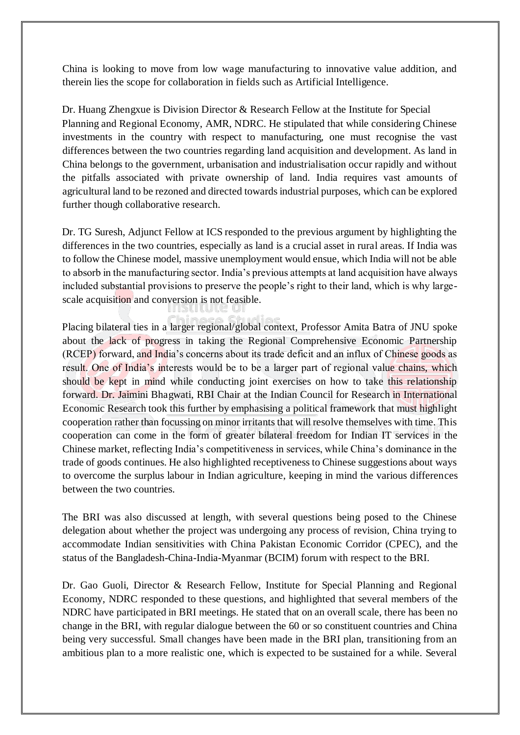China is looking to move from low wage manufacturing to innovative value addition, and therein lies the scope for collaboration in fields such as Artificial Intelligence.

Dr. Huang Zhengxue is Division Director & Research Fellow at the Institute for Special Planning and Regional Economy, AMR, NDRC. He stipulated that while considering Chinese investments in the country with respect to manufacturing, one must recognise the vast differences between the two countries regarding land acquisition and development. As land in China belongs to the government, urbanisation and industrialisation occur rapidly and without the pitfalls associated with private ownership of land. India requires vast amounts of agricultural land to be rezoned and directed towards industrial purposes, which can be explored further though collaborative research.

Dr. TG Suresh, Adjunct Fellow at ICS responded to the previous argument by highlighting the differences in the two countries, especially as land is a crucial asset in rural areas. If India was to follow the Chinese model, massive unemployment would ensue, which India will not be able to absorb in the manufacturing sector. India's previous attempts at land acquisition have always included substantial provisions to preserve the people's right to their land, which is why large-scale acquisition and conversion is not feasible.

Placing bilateral ties in a larger regional/global context, Professor Amita Batra of JNU spoke about the lack of progress in taking the Regional Comprehensive Economic Partnership (RCEP) forward, and India's concerns about its trade deficit and an influx of Chinese goods as result. One of India's interests would be to be a larger part of regional value chains, which should be kept in mind while conducting joint exercises on how to take this relationship forward. Dr. Jaimini Bhagwati, RBI Chair at the Indian Council for Research in International Economic Research took this further by emphasising a political framework that must highlight cooperation rather than focussing on minor irritants that will resolve themselves with time. This cooperation can come in the form of greater bilateral freedom for Indian IT services in the Chinese market, reflecting India's competitiveness in services, while China's dominance in the trade of goods continues. He also highlighted receptiveness to Chinese suggestions about ways to overcome the surplus labour in Indian agriculture, keeping in mind the various differences between the two countries.

The BRI was also discussed at length, with several questions being posed to the Chinese delegation about whether the project was undergoing any process of revision, China trying to accommodate Indian sensitivities with China Pakistan Economic Corridor (CPEC), and the status of the Bangladesh-China-India-Myanmar (BCIM) forum with respect to the BRI.

Dr. Gao Guoli, Director & Research Fellow, Institute for Special Planning and Regional Economy, NDRC responded to these questions, and highlighted that several members of the NDRC have participated in BRI meetings. He stated that on an overall scale, there has been no change in the BRI, with regular dialogue between the 60 or so constituent countries and China being very successful. Small changes have been made in the BRI plan, transitioning from an ambitious plan to a more realistic one, which is expected to be sustained for a while. Several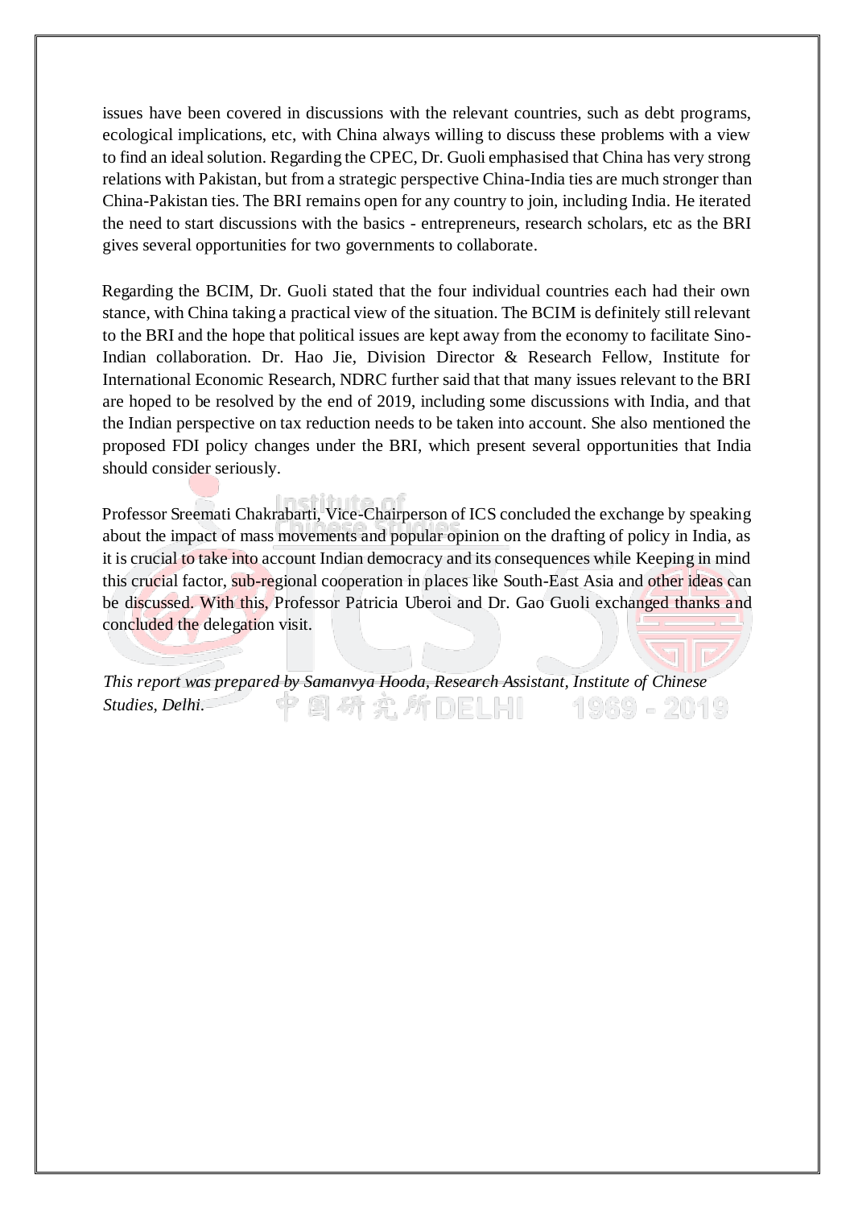issues have been covered in discussions with the relevant countries, such as debt programs, ecological implications, etc, with China always willing to discuss these problems with a view to find an ideal solution. Regarding the CPEC, Dr. Guoli emphasised that China has very strong relations with Pakistan, but from a strategic perspective China-India ties are much stronger than China-Pakistan ties. The BRI remains open for any country to join, including India. He iterated the need to start discussions with the basics - entrepreneurs, research scholars, etc as the BRI gives several opportunities for two governments to collaborate.

Regarding the BCIM, Dr. Guoli stated that the four individual countries each had their own stance, with China taking a practical view of the situation. The BCIM is definitely still relevant to the BRI and the hope that political issues are kept away from the economy to facilitate Sino-Indian collaboration. Dr. Hao Jie, Division Director & Research Fellow, Institute for International Economic Research, NDRC further said that that many issues relevant to the BRI are hoped to be resolved by the end of 2019, including some discussions with India, and that the Indian perspective on tax reduction needs to be taken into account. She also mentioned the proposed FDI policy changes under the BRI, which present several opportunities that India should consider seriously.

Professor Sreemati Chakrabarti, Vice-Chairperson of ICS concluded the exchange by speaking about the impact of mass movements and popular opinion on the drafting of policy in India, as it is crucial to take into account Indian democracy and its consequences while Keeping in mind this crucial factor, sub-regional cooperation in places like South-East Asia and other ideas can be discussed. With this, Professor Patricia Uberoi and Dr. Gao Guoli exchanged thanks and concluded the delegation visit.

*This report was prepared by Samanvya Hooda, Research Assistant, Institute of Chinese Studies, Delhi.*